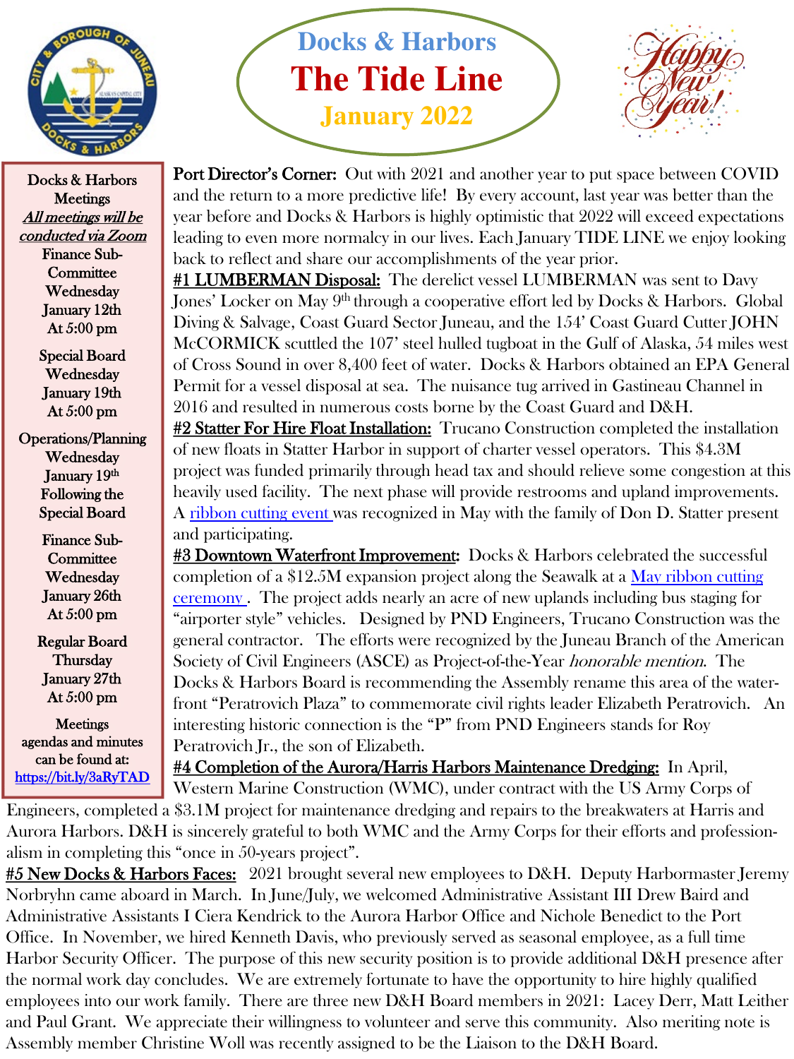# Docks & Harbors

# The Tide Line

## January 2022

Happy New Year!

**Docks & Harbors Meetings**

***All meetings will be conducted via Zoom***

**Finance Sub-Committee**
Wednesday
January 12th
At 5:00 pm

**Special Board**
Wednesday
January 19th
At 5:00 pm

**Operations/Planning**
Wednesday
January 19th
Following the Special Board

**Finance Sub-Committee**
Wednesday
January 26th
At 5:00 pm

**Regular Board**
Thursday
January 27th
At 5:00 pm

Meetings agendas and minutes can be found at: https://bit.ly/3aRyTAD

**Port Director's Corner:** Out with 2021 and another year to put space between COVID and the return to a more predictive life! By every account, last year was better than the year before and Docks & Harbors is highly optimistic that 2022 will exceed expectations leading to even more normalcy in our lives. Each January TIDE LINE we enjoy looking back to reflect and share our accomplishments of the year prior.

**#1 LUMBERMAN Disposal:** The derelict vessel LUMBERMAN was sent to Davy Jones' Locker on May 9th through a cooperative effort led by Docks & Harbors. Global Diving & Salvage, Coast Guard Sector Juneau, and the 154' Coast Guard Cutter JOHN McCORMICK scuttled the 107' steel hulled tugboat in the Gulf of Alaska, 54 miles west of Cross Sound in over 8,400 feet of water. Docks & Harbors obtained an EPA General Permit for a vessel disposal at sea. The nuisance tug arrived in Gastineau Channel in 2016 and resulted in numerous costs borne by the Coast Guard and D&H.

**#2 Statter For Hire Float Installation:** Trucano Construction completed the installation of new floats in Statter Harbor in support of charter vessel operators. This $4.3M project was funded primarily through head tax and should relieve some congestion at this heavily used facility. The next phase will provide restrooms and upland improvements. A ribbon cutting event was recognized in May with the family of Don D. Statter present and participating.

**#3 Downtown Waterfront Improvement:** Docks & Harbors celebrated the successful completion of a $12.5M expansion project along the Seawalk at a May ribbon cutting ceremony. The project adds nearly an acre of new uplands including bus staging for "airporter style" vehicles. Designed by PND Engineers, Trucano Construction was the general contractor. The efforts were recognized by the Juneau Branch of the American Society of Civil Engineers (ASCE) as Project-of-the-Year *honorable mention*. The Docks & Harbors Board is recommending the Assembly rename this area of the water-front "Peratrovich Plaza" to commemorate civil rights leader Elizabeth Peratrovich. An interesting historic connection is the "P" from PND Engineers stands for Roy Peratrovich Jr., the son of Elizabeth.

**#4 Completion of the Aurora/Harris Harbors Maintenance Dredging:** In April, Western Marine Construction (WMC), under contract with the US Army Corps of Engineers, completed a $3.1M project for maintenance dredging and repairs to the breakwaters at Harris and Aurora Harbors. D&H is sincerely grateful to both WMC and the Army Corps for their efforts and professionalism in completing this "once in 50-years project".

**#5 New Docks & Harbors Faces:** 2021 brought several new employees to D&H. Deputy Harbormaster Jeremy Norbryhn came aboard in March. In June/July, we welcomed Administrative Assistant III Drew Baird and Administrative Assistants I Ciera Kendrick to the Aurora Harbor Office and Nichole Benedict to the Port Office. In November, we hired Kenneth Davis, who previously served as seasonal employee, as a full time Harbor Security Officer. The purpose of this new security position is to provide additional D&H presence after the normal work day concludes. We are extremely fortunate to have the opportunity to hire highly qualified employees into our work family. There are three new D&H Board members in 2021: Lacey Derr, Matt Leither and Paul Grant. We appreciate their willingness to volunteer and serve this community. Also meriting note is Assembly member Christine Woll was recently assigned to be the Liaison to the D&H Board.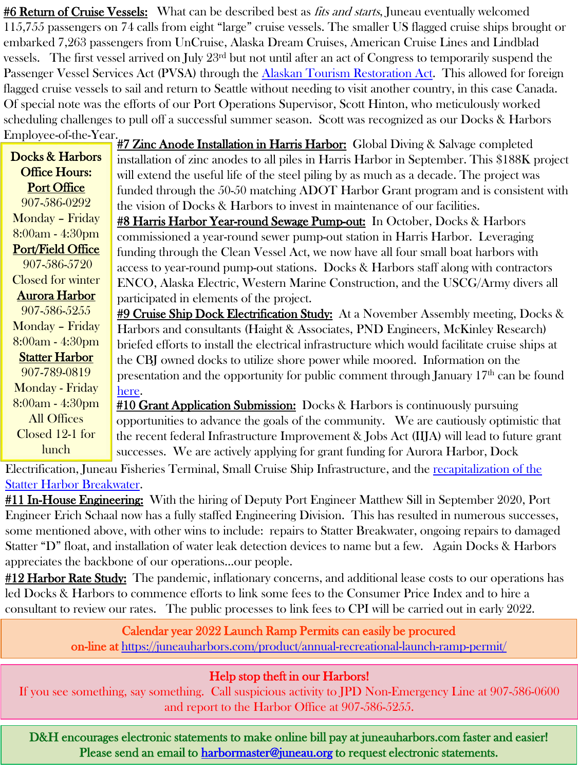**#6 Return of Cruise Vessels:** What can be described best as *fits and starts*, Juneau eventually welcomed 115,755 passengers on 74 calls from eight "large" cruise vessels. The smaller US flagged cruise ships brought or embarked 7,263 passengers from UnCruise, Alaska Dream Cruises, American Cruise Lines and Lindblad vessels. The first vessel arrived on July 23rd but not until after an act of Congress to temporarily suspend the Passenger Vessel Services Act (PVSA) through the Alaskan Tourism Restoration Act. This allowed for foreign flagged cruise vessels to sail and return to Seattle without needing to visit another country, in this case Canada. Of special note was the efforts of our Port Operations Supervisor, Scott Hinton, who meticulously worked scheduling challenges to pull off a successful summer season. Scott was recognized as our Docks & Harbors Employee-of-the-Year.

**#7 Zinc Anode Installation in Harris Harbor:** Global Diving & Salvage completed installation of zinc anodes to all piles in Harris Harbor in September. This $188K project will extend the useful life of the steel piling by as much as a decade. The project was funded through the 50-50 matching ADOT Harbor Grant program and is consistent with the vision of Docks & Harbors to invest in maintenance of our facilities.

**#8 Harris Harbor Year-round Sewage Pump-out:** In October, Docks & Harbors commissioned a year-round sewer pump-out station in Harris Harbor. Leveraging funding through the Clean Vessel Act, we now have all four small boat harbors with access to year-round pump-out stations. Docks & Harbors staff along with contractors ENCO, Alaska Electric, Western Marine Construction, and the USCG/Army divers all participated in elements of the project.

**#9 Cruise Ship Dock Electrification Study:** At a November Assembly meeting, Docks & Harbors and consultants (Haight & Associates, PND Engineers, McKinley Research) briefed efforts to install the electrical infrastructure which would facilitate cruise ships at the CBJ owned docks to utilize shore power while moored. Information on the presentation and the opportunity for public comment through January 17th can be found here.

**#10 Grant Application Submission:** Docks & Harbors is continuously pursuing opportunities to advance the goals of the community. We are cautiously optimistic that the recent federal Infrastructure Improvement & Jobs Act (IIJA) will lead to future grant successes. We are actively applying for grant funding for Aurora Harbor, Dock Electrification, Juneau Fisheries Terminal, Small Cruise Ship Infrastructure, and the recapitalization of the Statter Harbor Breakwater.

**Docks & Harbors Office Hours:**

**Port Office**
907-586-0292
Monday – Friday
8:00am - 4:30pm

**Port/Field Office**
907-586-5720
Closed for winter

**Aurora Harbor**
907-586-5255
Monday – Friday
8:00am - 4:30pm

**Statter Harbor**
907-789-0819
Monday - Friday
8:00am - 4:30pm

All Offices Closed 12-1 for lunch

**#11 In-House Engineering:** With the hiring of Deputy Port Engineer Matthew Sill in September 2020, Port Engineer Erich Schaal now has a fully staffed Engineering Division. This has resulted in numerous successes, some mentioned above, with other wins to include: repairs to Statter Breakwater, ongoing repairs to damaged Statter "D" float, and installation of water leak detection devices to name but a few. Again Docks & Harbors appreciates the backbone of our operations…our people.

**#12 Harbor Rate Study:** The pandemic, inflationary concerns, and additional lease costs to our operations has led Docks & Harbors to commence efforts to link some fees to the Consumer Price Index and to hire a consultant to review our rates. The public processes to link fees to CPI will be carried out in early 2022.

Calendar year 2022 Launch Ramp Permits can easily be procured on-line at https://juneauharbors.com/product/annual-recreational-launch-ramp-permit/

Help stop theft in our Harbors!
If you see something, say something. Call suspicious activity to JPD Non-Emergency Line at 907-586-0600 and report to the Harbor Office at 907-586-5255.

D&H encourages electronic statements to make online bill pay at juneauharbors.com faster and easier! Please send an email to harbormaster@juneau.org to request electronic statements.